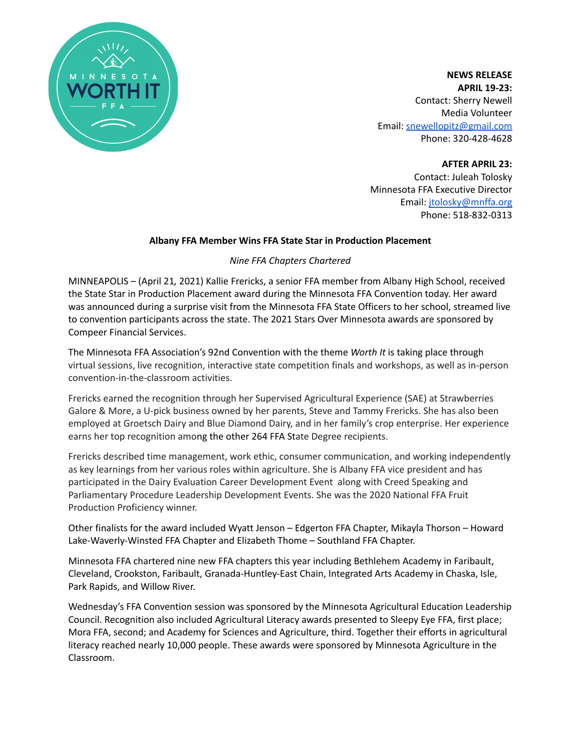**NEWS RELEASE**
**APRIL 19-23:**
Contact: Sherry Newell
Media Volunteer
Email: snewellopitz@gmail.com
Phone: 320-428-4628

**AFTER APRIL 23:**
Contact: Juleah Tolosky
Minnesota FFA Executive Director
Email: jtolosky@mnffa.org
Phone: 518-832-0313

**Albany FFA Member Wins FFA State Star in Production Placement**

*Nine FFA Chapters Chartered*

MINNEAPOLIS – (April 21, 2021) Kallie Frericks, a senior FFA member from Albany High School, received the State Star in Production Placement award during the Minnesota FFA Convention today. Her award was announced during a surprise visit from the Minnesota FFA State Officers to her school, streamed live to convention participants across the state. The 2021 Stars Over Minnesota awards are sponsored by Compeer Financial Services.

The Minnesota FFA Association's 92nd Convention with the theme *Worth It* is taking place through virtual sessions, live recognition, interactive state competition finals and workshops, as well as in-person convention-in-the-classroom activities.

Frericks earned the recognition through her Supervised Agricultural Experience (SAE) at Strawberries Galore & More, a U-pick business owned by her parents, Steve and Tammy Frericks. She has also been employed at Groetsch Dairy and Blue Diamond Dairy, and in her family's crop enterprise. Her experience earns her top recognition among the other 264 FFA State Degree recipients.

Frericks described time management, work ethic, consumer communication, and working independently as key learnings from her various roles within agriculture. She is Albany FFA vice president and has participated in the Dairy Evaluation Career Development Event along with Creed Speaking and Parliamentary Procedure Leadership Development Events. She was the 2020 National FFA Fruit Production Proficiency winner.

Other finalists for the award included Wyatt Jenson – Edgerton FFA Chapter, Mikayla Thorson – Howard Lake-Waverly-Winsted FFA Chapter and Elizabeth Thome – Southland FFA Chapter.

Minnesota FFA chartered nine new FFA chapters this year including Bethlehem Academy in Faribault, Cleveland, Crookston, Faribault, Granada-Huntley-East Chain, Integrated Arts Academy in Chaska, Isle, Park Rapids, and Willow River.

Wednesday's FFA Convention session was sponsored by the Minnesota Agricultural Education Leadership Council. Recognition also included Agricultural Literacy awards presented to Sleepy Eye FFA, first place; Mora FFA, second; and Academy for Sciences and Agriculture, third. Together their efforts in agricultural literacy reached nearly 10,000 people. These awards were sponsored by Minnesota Agriculture in the Classroom.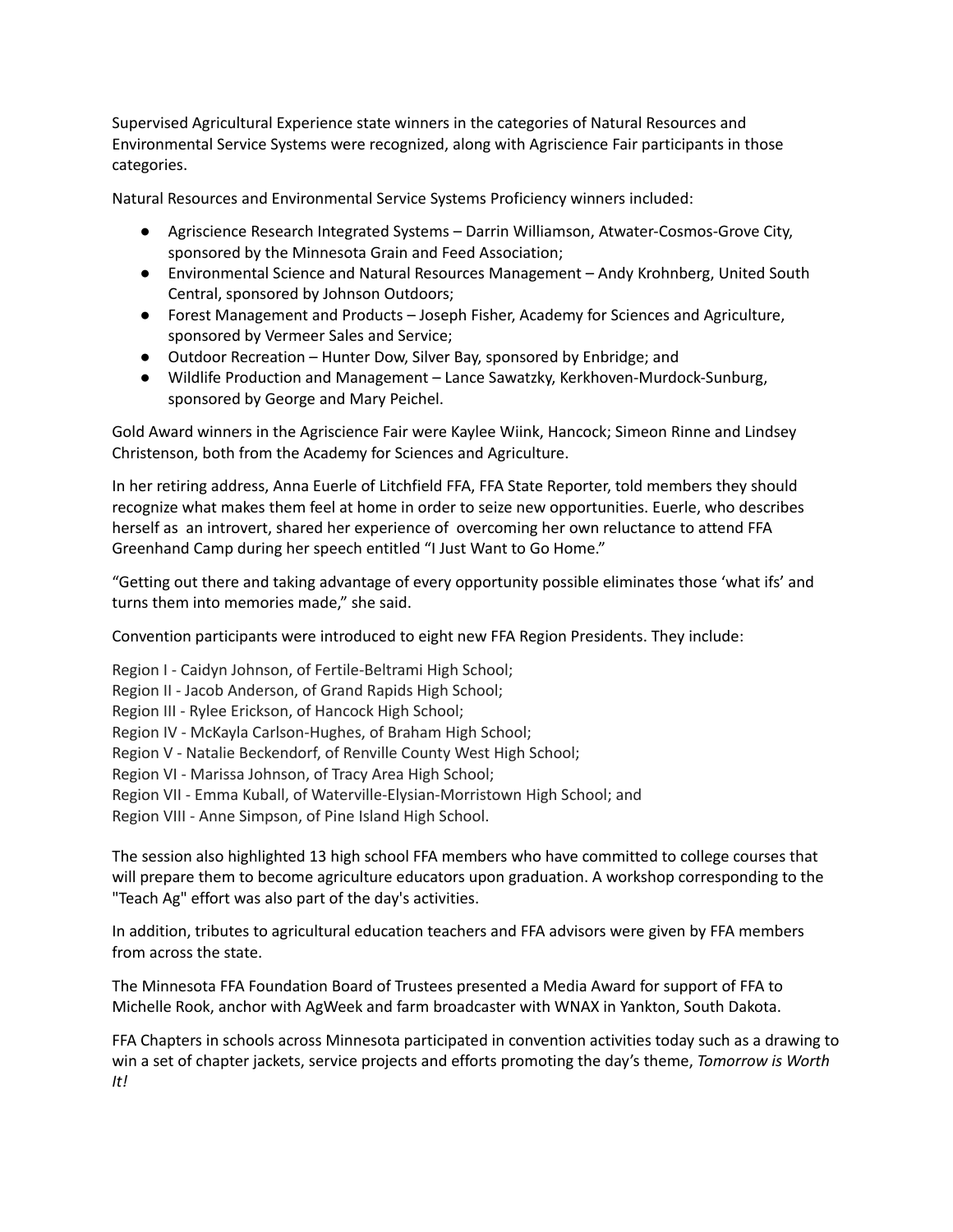Supervised Agricultural Experience state winners in the categories of Natural Resources and Environmental Service Systems were recognized, along with Agriscience Fair participants in those categories.

Natural Resources and Environmental Service Systems Proficiency winners included:

- Agriscience Research Integrated Systems – Darrin Williamson, Atwater-Cosmos-Grove City, sponsored by the Minnesota Grain and Feed Association;
- Environmental Science and Natural Resources Management – Andy Krohnberg, United South Central, sponsored by Johnson Outdoors;
- Forest Management and Products – Joseph Fisher, Academy for Sciences and Agriculture, sponsored by Vermeer Sales and Service;
- Outdoor Recreation – Hunter Dow, Silver Bay, sponsored by Enbridge; and
- Wildlife Production and Management – Lance Sawatzky, Kerkhoven-Murdock-Sunburg, sponsored by George and Mary Peichel.

Gold Award winners in the Agriscience Fair were Kaylee Wiink, Hancock; Simeon Rinne and Lindsey Christenson, both from the Academy for Sciences and Agriculture.

In her retiring address, Anna Euerle of Litchfield FFA, FFA State Reporter, told members they should recognize what makes them feel at home in order to seize new opportunities. Euerle, who describes herself as an introvert, shared her experience of overcoming her own reluctance to attend FFA Greenhand Camp during her speech entitled "I Just Want to Go Home."

"Getting out there and taking advantage of every opportunity possible eliminates those 'what ifs' and turns them into memories made," she said.

Convention participants were introduced to eight new FFA Region Presidents. They include:

Region I - Caidyn Johnson, of Fertile-Beltrami High School;
Region II - Jacob Anderson, of Grand Rapids High School;
Region III - Rylee Erickson, of Hancock High School;
Region IV - McKayla Carlson-Hughes, of Braham High School;
Region V - Natalie Beckendorf, of Renville County West High School;
Region VI - Marissa Johnson, of Tracy Area High School;
Region VII - Emma Kuball, of Waterville-Elysian-Morristown High School; and
Region VIII - Anne Simpson, of Pine Island High School.

The session also highlighted 13 high school FFA members who have committed to college courses that will prepare them to become agriculture educators upon graduation. A workshop corresponding to the "Teach Ag" effort was also part of the day's activities.

In addition, tributes to agricultural education teachers and FFA advisors were given by FFA members from across the state.

The Minnesota FFA Foundation Board of Trustees presented a Media Award for support of FFA to Michelle Rook, anchor with AgWeek and farm broadcaster with WNAX in Yankton, South Dakota.

FFA Chapters in schools across Minnesota participated in convention activities today such as a drawing to win a set of chapter jackets, service projects and efforts promoting the day's theme, *Tomorrow is Worth It!*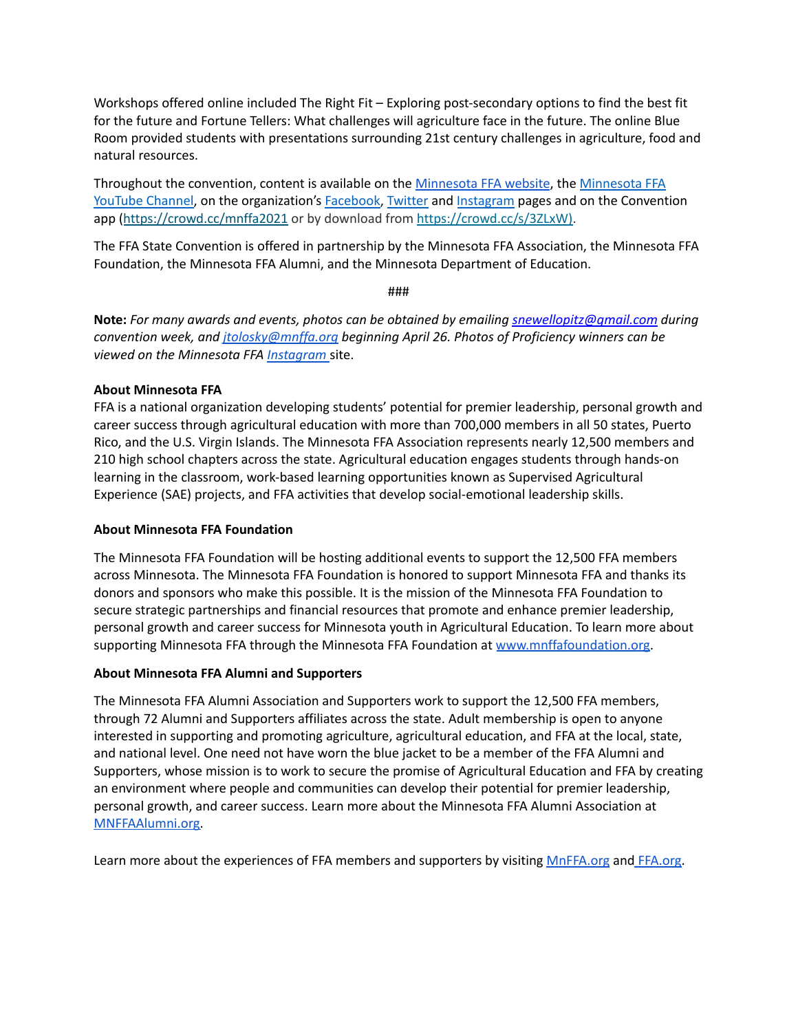Workshops offered online included The Right Fit – Exploring post-secondary options to find the best fit for the future and Fortune Tellers: What challenges will agriculture face in the future. The online Blue Room provided students with presentations surrounding 21st century challenges in agriculture, food and natural resources.

Throughout the convention, content is available on the Minnesota FFA website, the Minnesota FFA YouTube Channel, on the organization's Facebook, Twitter and Instagram pages and on the Convention app (https://crowd.cc/mnffa2021 or by download from https://crowd.cc/s/3ZLxW).

The FFA State Convention is offered in partnership by the Minnesota FFA Association, the Minnesota FFA Foundation, the Minnesota FFA Alumni, and the Minnesota Department of Education.

###

**Note:** *For many awards and events, photos can be obtained by emailing snewellopitz@gmail.com during convention week, and jtolosky@mnffa.org beginning April 26. Photos of Proficiency winners can be viewed on the Minnesota FFA Instagram* site.

**About Minnesota FFA**

FFA is a national organization developing students' potential for premier leadership, personal growth and career success through agricultural education with more than 700,000 members in all 50 states, Puerto Rico, and the U.S. Virgin Islands. The Minnesota FFA Association represents nearly 12,500 members and 210 high school chapters across the state. Agricultural education engages students through hands-on learning in the classroom, work-based learning opportunities known as Supervised Agricultural Experience (SAE) projects, and FFA activities that develop social-emotional leadership skills.

**About Minnesota FFA Foundation**

The Minnesota FFA Foundation will be hosting additional events to support the 12,500 FFA members across Minnesota. The Minnesota FFA Foundation is honored to support Minnesota FFA and thanks its donors and sponsors who make this possible. It is the mission of the Minnesota FFA Foundation to secure strategic partnerships and financial resources that promote and enhance premier leadership, personal growth and career success for Minnesota youth in Agricultural Education. To learn more about supporting Minnesota FFA through the Minnesota FFA Foundation at www.mnffafoundation.org.

**About Minnesota FFA Alumni and Supporters**

The Minnesota FFA Alumni Association and Supporters work to support the 12,500 FFA members, through 72 Alumni and Supporters affiliates across the state. Adult membership is open to anyone interested in supporting and promoting agriculture, agricultural education, and FFA at the local, state, and national level. One need not have worn the blue jacket to be a member of the FFA Alumni and Supporters, whose mission is to work to secure the promise of Agricultural Education and FFA by creating an environment where people and communities can develop their potential for premier leadership, personal growth, and career success. Learn more about the Minnesota FFA Alumni Association at MNFFAAlumni.org.

Learn more about the experiences of FFA members and supporters by visiting MnFFA.org and FFA.org.